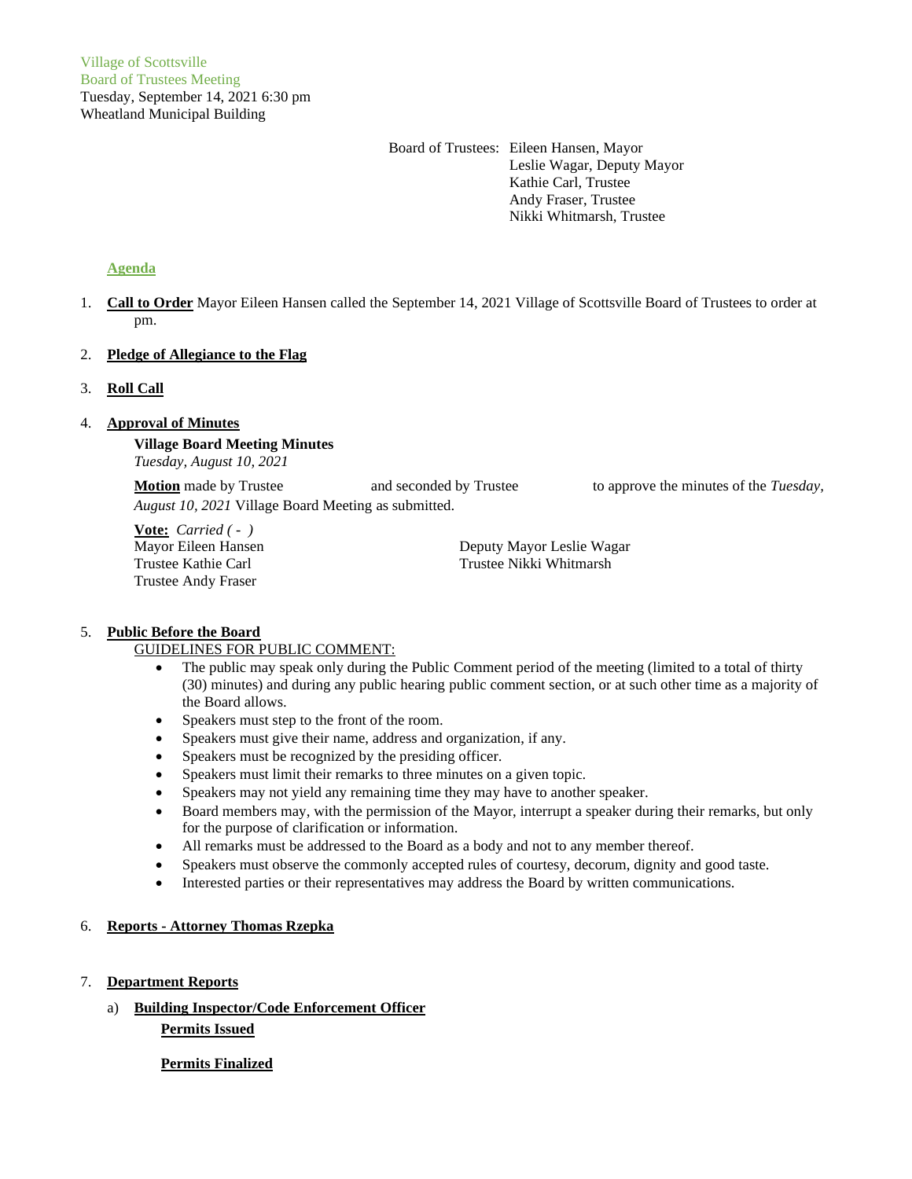Village of Scottsville
Board of Trustees Meeting
Tuesday, September 14, 2021 6:30 pm
Wheatland Municipal Building

Board of Trustees: Eileen Hansen, Mayor
Leslie Wagar, Deputy Mayor
Kathie Carl, Trustee
Andy Fraser, Trustee
Nikki Whitmarsh, Trustee

## Agenda

1. **Call to Order** Mayor Eileen Hansen called the September 14, 2021 Village of Scottsville Board of Trustees to order at pm.

2. **Pledge of Allegiance to the Flag**

3. **Roll Call**

4. **Approval of Minutes**

   **Village Board Meeting Minutes**
   *Tuesday, August 10, 2021*

   **Motion** made by Trustee and seconded by Trustee to approve the minutes of the *Tuesday, August 10, 2021* Village Board Meeting as submitted.

   **Vote:** *Carried ( - )*
   Mayor Eileen Hansen
   Deputy Mayor Leslie Wagar
   Trustee Kathie Carl
   Trustee Nikki Whitmarsh
   Trustee Andy Fraser

5. **Public Before the Board**

   GUIDELINES FOR PUBLIC COMMENT:

   - The public may speak only during the Public Comment period of the meeting (limited to a total of thirty (30) minutes) and during any public hearing public comment section, or at such other time as a majority of the Board allows.
   - Speakers must step to the front of the room.
   - Speakers must give their name, address and organization, if any.
   - Speakers must be recognized by the presiding officer.
   - Speakers must limit their remarks to three minutes on a given topic.
   - Speakers may not yield any remaining time they may have to another speaker.
   - Board members may, with the permission of the Mayor, interrupt a speaker during their remarks, but only for the purpose of clarification or information.
   - All remarks must be addressed to the Board as a body and not to any member thereof.
   - Speakers must observe the commonly accepted rules of courtesy, decorum, dignity and good taste.
   - Interested parties or their representatives may address the Board by written communications.

6. **Reports - Attorney Thomas Rzepka**

7. **Department Reports**

   a) **Building Inspector/Code Enforcement Officer**

      **Permits Issued**

      **Permits Finalized**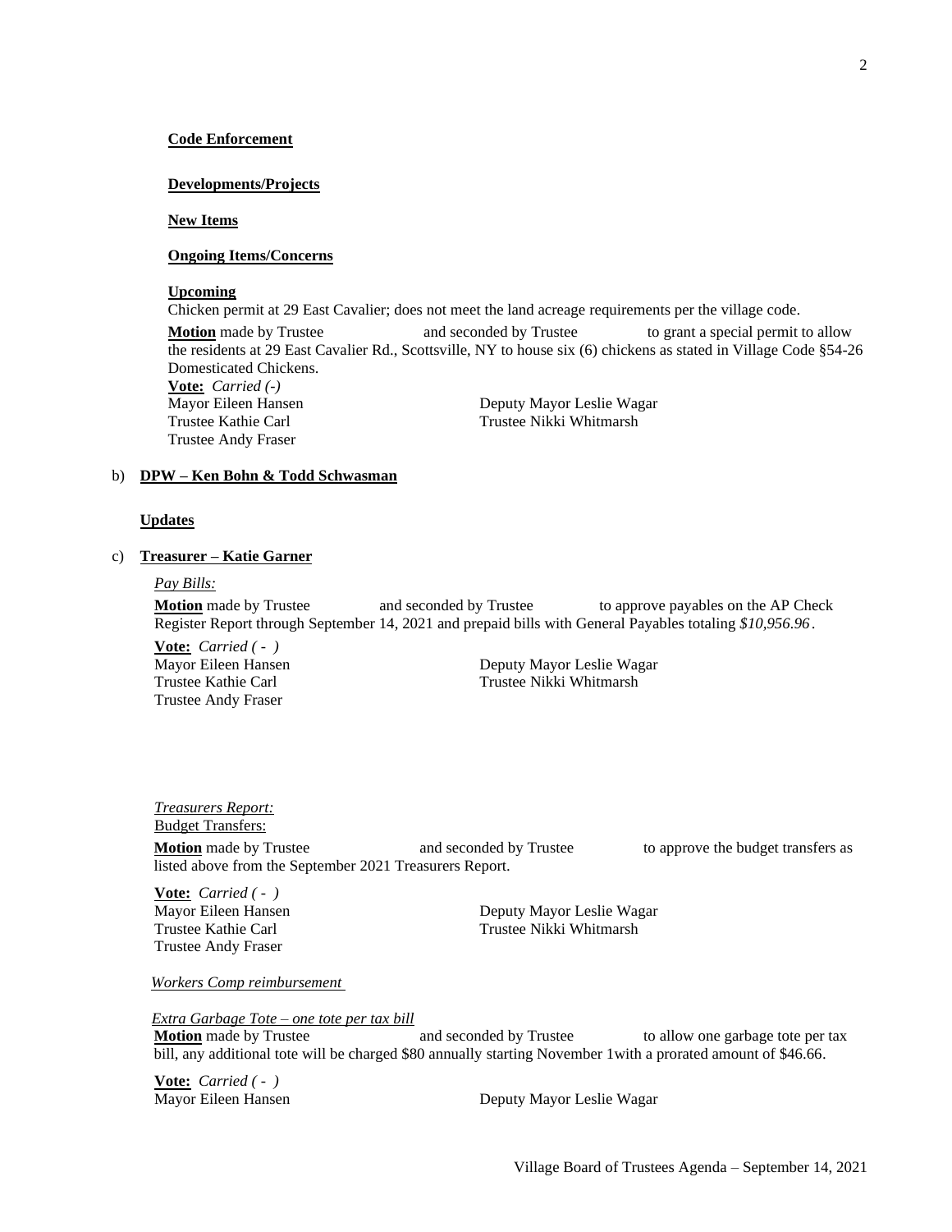**Code Enforcement**

**Developments/Projects**

**New Items**

**Ongoing Items/Concerns**

**Upcoming**

Chicken permit at 29 East Cavalier; does not meet the land acreage requirements per the village code.

**Motion** made by Trustee and seconded by Trustee to grant a special permit to allow the residents at 29 East Cavalier Rd., Scottsville, NY to house six (6) chickens as stated in Village Code §54-26 Domesticated Chickens.

**Vote:** *Carried (-)*

Mayor Eileen Hansen
Deputy Mayor Leslie Wagar
Trustee Kathie Carl
Trustee Nikki Whitmarsh
Trustee Andy Fraser

b) **DPW – Ken Bohn & Todd Schwasman**

**Updates**

c) **Treasurer – Katie Garner**

*Pay Bills:*

**Motion** made by Trustee and seconded by Trustee to approve payables on the AP Check Register Report through September 14, 2021 and prepaid bills with General Payables totaling *$10,956.96*.

**Vote:** *Carried ( - )*

Mayor Eileen Hansen
Deputy Mayor Leslie Wagar
Trustee Kathie Carl
Trustee Nikki Whitmarsh
Trustee Andy Fraser

*Treasurers Report:*

Budget Transfers:

**Motion** made by Trustee and seconded by Trustee to approve the budget transfers as listed above from the September 2021 Treasurers Report.

**Vote:** *Carried ( - )*

Mayor Eileen Hansen
Deputy Mayor Leslie Wagar
Trustee Kathie Carl
Trustee Nikki Whitmarsh
Trustee Andy Fraser

*Workers Comp reimbursement*

*Extra Garbage Tote – one tote per tax bill*

**Motion** made by Trustee and seconded by Trustee to allow one garbage tote per tax bill, any additional tote will be charged $80 annually starting November 1with a prorated amount of $46.66.

**Vote:** *Carried ( - )*

Mayor Eileen Hansen
Deputy Mayor Leslie Wagar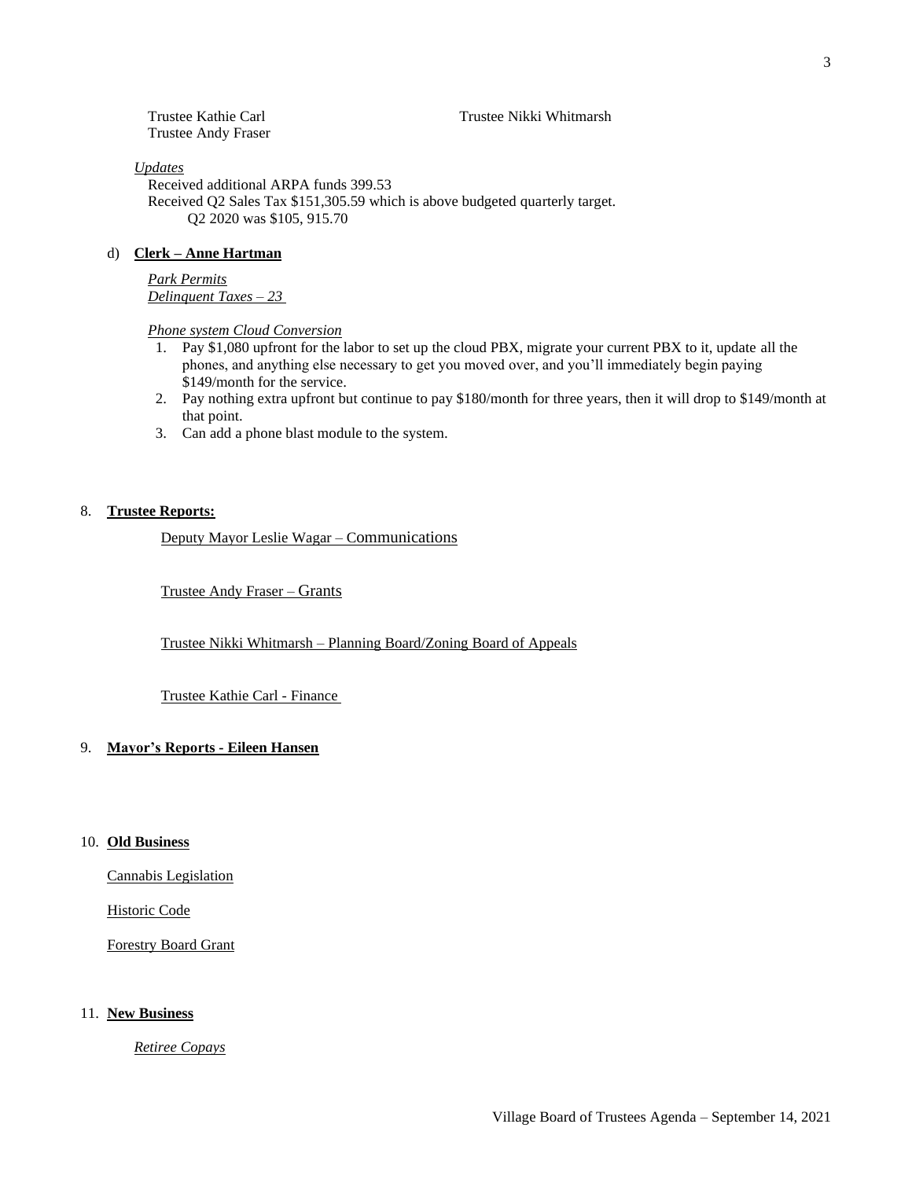Trustee Kathie Carl  
Trustee Andy Fraser  
Trustee Nikki Whitmarsh

*Updates*

Received additional ARPA funds 399.53  
Received Q2 Sales Tax $151,305.59 which is above budgeted quarterly target.  
Q2 2020 was $105, 915.70

d) **Clerk – Anne Hartman**

*Park Permits*  
*Delinquent Taxes – 23*

*Phone system Cloud Conversion*

1. Pay $1,080 upfront for the labor to set up the cloud PBX, migrate your current PBX to it, update all the phones, and anything else necessary to get you moved over, and you'll immediately begin paying $149/month for the service.
2. Pay nothing extra upfront but continue to pay $180/month for three years, then it will drop to $149/month at that point.
3. Can add a phone blast module to the system.

8. **Trustee Reports:**

Deputy Mayor Leslie Wagar – Communications

Trustee Andy Fraser – Grants

Trustee Nikki Whitmarsh – Planning Board/Zoning Board of Appeals

Trustee Kathie Carl - Finance

9. **Mayor's Reports - Eileen Hansen**

10. **Old Business**

Cannabis Legislation

Historic Code

Forestry Board Grant

11. **New Business**

*Retiree Copays*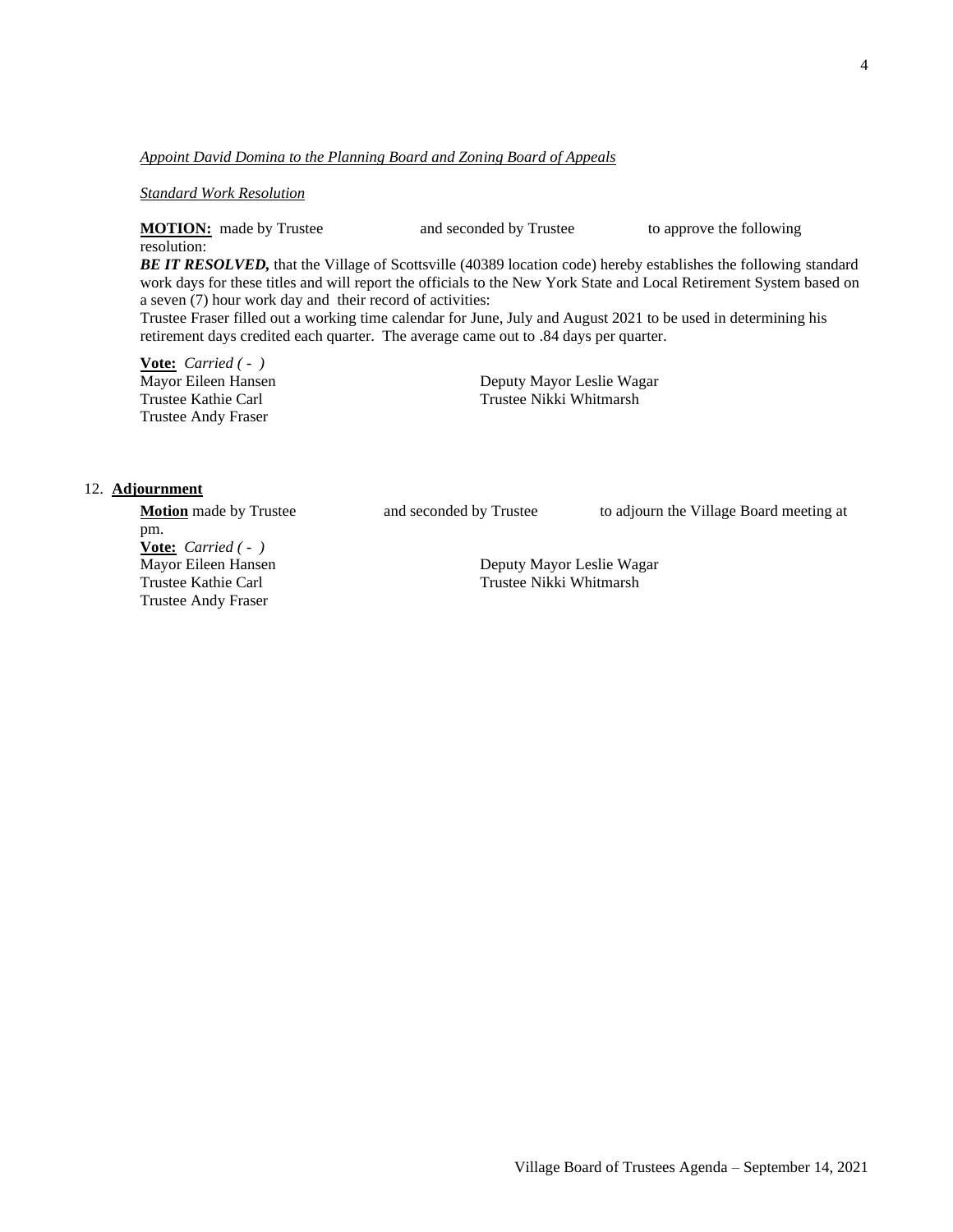*Appoint David Domina to the Planning Board and Zoning Board of Appeals*

*Standard Work Resolution*

**MOTION:** made by Trustee and seconded by Trustee to approve the following resolution:

***BE IT RESOLVED,*** that the Village of Scottsville (40389 location code) hereby establishes the following standard work days for these titles and will report the officials to the New York State and Local Retirement System based on a seven (7) hour work day and their record of activities:

Trustee Fraser filled out a working time calendar for June, July and August 2021 to be used in determining his retirement days credited each quarter. The average came out to .84 days per quarter.

**Vote:** *Carried ( - )*

Mayor Eileen Hansen
Deputy Mayor Leslie Wagar
Trustee Kathie Carl
Trustee Nikki Whitmarsh
Trustee Andy Fraser

12. **Adjournment**

**Motion** made by Trustee and seconded by Trustee to adjourn the Village Board meeting at pm.

**Vote:** *Carried ( - )*

Mayor Eileen Hansen
Deputy Mayor Leslie Wagar
Trustee Kathie Carl
Trustee Nikki Whitmarsh
Trustee Andy Fraser